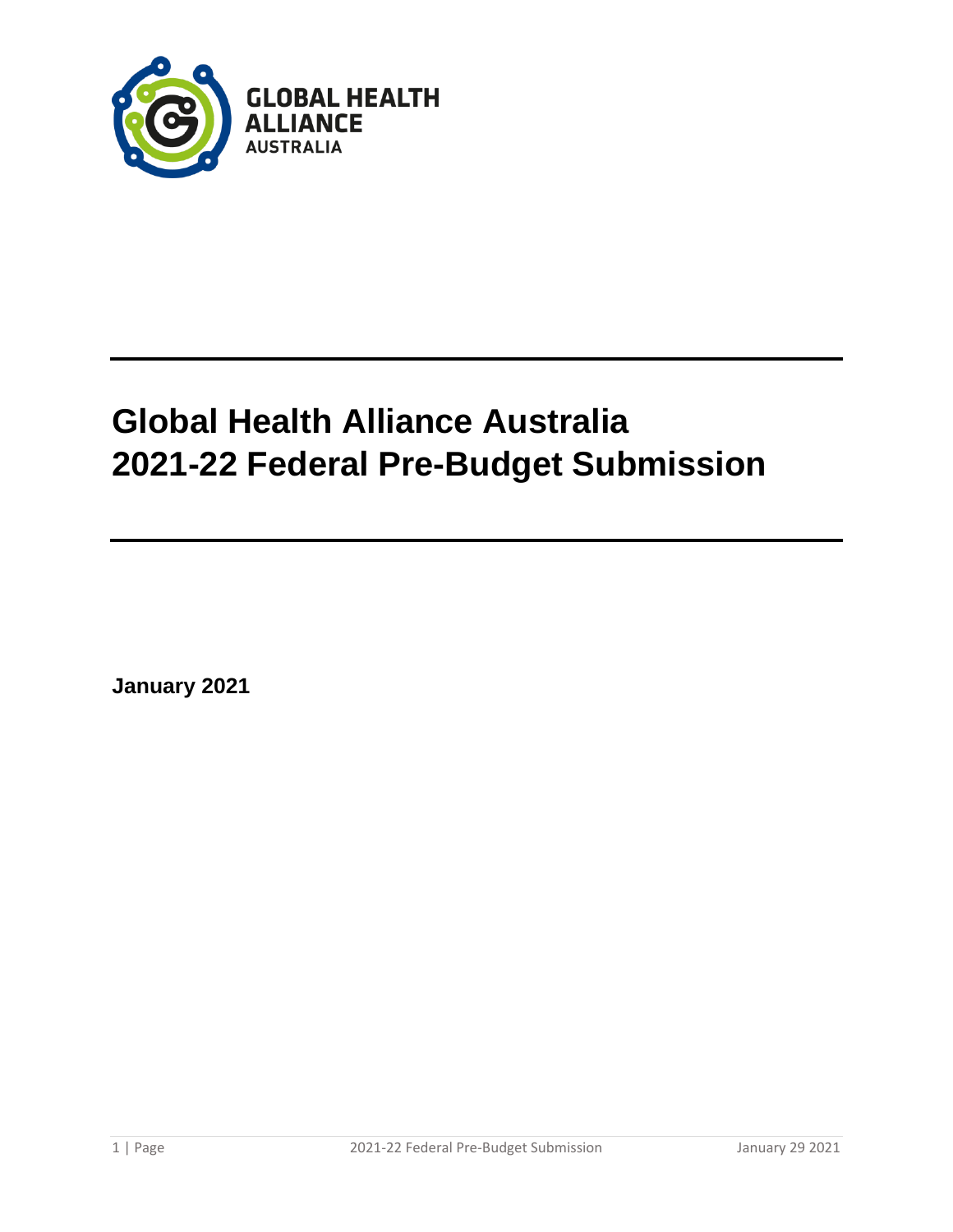GLOBAL HEALTH ALLIANCE AUSTRALIA

# Global Health Alliance Australia 2021-22 Federal Pre-Budget Submission

**January 2021**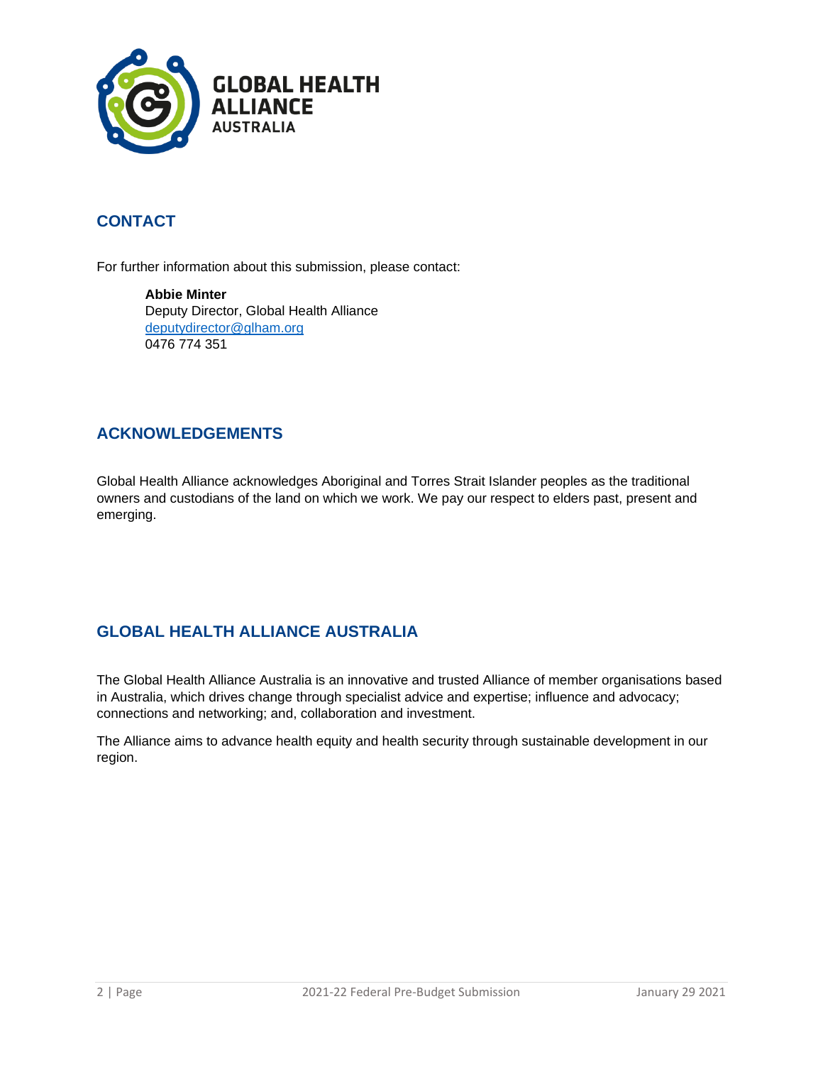## CONTACT

For further information about this submission, please contact:

**Abbie Minter**
Deputy Director, Global Health Alliance
deputydirector@glham.org
0476 774 351

## ACKNOWLEDGEMENTS

Global Health Alliance acknowledges Aboriginal and Torres Strait Islander peoples as the traditional owners and custodians of the land on which we work. We pay our respect to elders past, present and emerging.

## GLOBAL HEALTH ALLIANCE AUSTRALIA

The Global Health Alliance Australia is an innovative and trusted Alliance of member organisations based in Australia, which drives change through specialist advice and expertise; influence and advocacy; connections and networking; and, collaboration and investment.

The Alliance aims to advance health equity and health security through sustainable development in our region.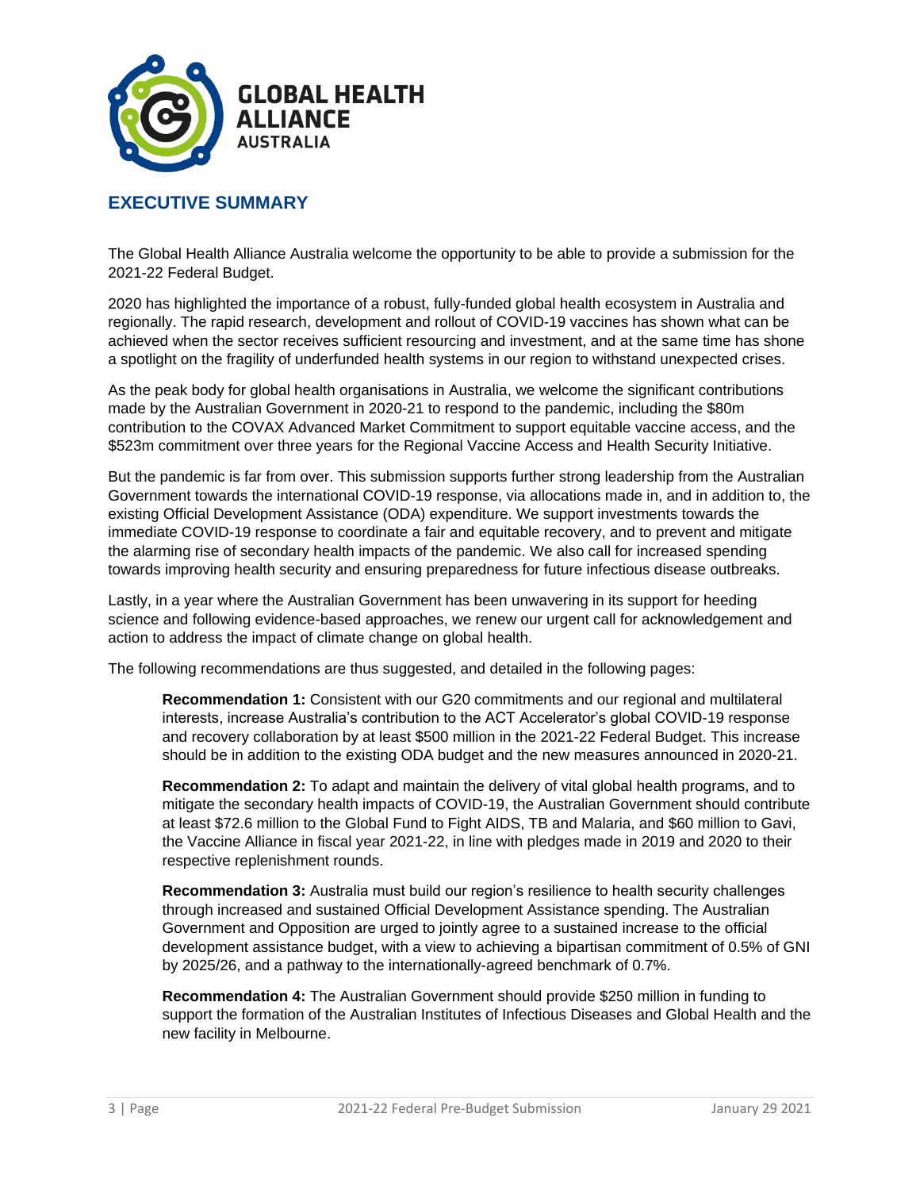GLOBAL HEALTH ALLIANCE AUSTRALIA

## EXECUTIVE SUMMARY

The Global Health Alliance Australia welcome the opportunity to be able to provide a submission for the 2021-22 Federal Budget.

2020 has highlighted the importance of a robust, fully-funded global health ecosystem in Australia and regionally. The rapid research, development and rollout of COVID-19 vaccines has shown what can be achieved when the sector receives sufficient resourcing and investment, and at the same time has shone a spotlight on the fragility of underfunded health systems in our region to withstand unexpected crises.

As the peak body for global health organisations in Australia, we welcome the significant contributions made by the Australian Government in 2020-21 to respond to the pandemic, including the $80m contribution to the COVAX Advanced Market Commitment to support equitable vaccine access, and the $523m commitment over three years for the Regional Vaccine Access and Health Security Initiative.

But the pandemic is far from over. This submission supports further strong leadership from the Australian Government towards the international COVID-19 response, via allocations made in, and in addition to, the existing Official Development Assistance (ODA) expenditure. We support investments towards the immediate COVID-19 response to coordinate a fair and equitable recovery, and to prevent and mitigate the alarming rise of secondary health impacts of the pandemic. We also call for increased spending towards improving health security and ensuring preparedness for future infectious disease outbreaks.

Lastly, in a year where the Australian Government has been unwavering in its support for heeding science and following evidence-based approaches, we renew our urgent call for acknowledgement and action to address the impact of climate change on global health.

The following recommendations are thus suggested, and detailed in the following pages:

> **Recommendation 1:** Consistent with our G20 commitments and our regional and multilateral interests, increase Australia's contribution to the ACT Accelerator's global COVID-19 response and recovery collaboration by at least $500 million in the 2021-22 Federal Budget. This increase should be in addition to the existing ODA budget and the new measures announced in 2020-21.
>
> **Recommendation 2:** To adapt and maintain the delivery of vital global health programs, and to mitigate the secondary health impacts of COVID-19, the Australian Government should contribute at least $72.6 million to the Global Fund to Fight AIDS, TB and Malaria, and $60 million to Gavi, the Vaccine Alliance in fiscal year 2021-22, in line with pledges made in 2019 and 2020 to their respective replenishment rounds.
>
> **Recommendation 3:** Australia must build our region's resilience to health security challenges through increased and sustained Official Development Assistance spending. The Australian Government and Opposition are urged to jointly agree to a sustained increase to the official development assistance budget, with a view to achieving a bipartisan commitment of 0.5% of GNI by 2025/26, and a pathway to the internationally-agreed benchmark of 0.7%.
>
> **Recommendation 4:** The Australian Government should provide $250 million in funding to support the formation of the Australian Institutes of Infectious Diseases and Global Health and the new facility in Melbourne.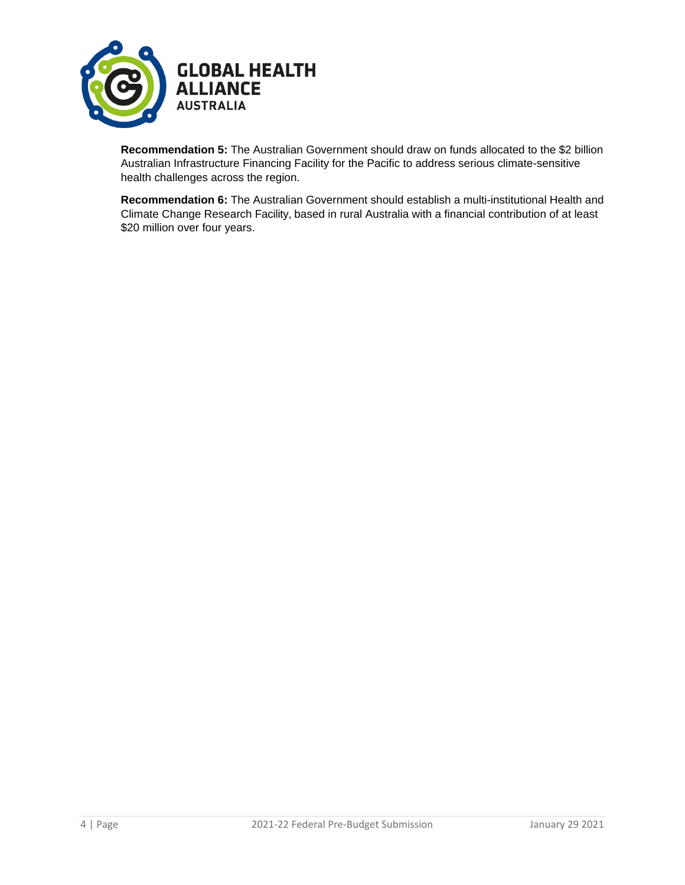**Recommendation 5:** The Australian Government should draw on funds allocated to the $2 billion Australian Infrastructure Financing Facility for the Pacific to address serious climate-sensitive health challenges across the region.

**Recommendation 6:** The Australian Government should establish a multi-institutional Health and Climate Change Research Facility, based in rural Australia with a financial contribution of at least $20 million over four years.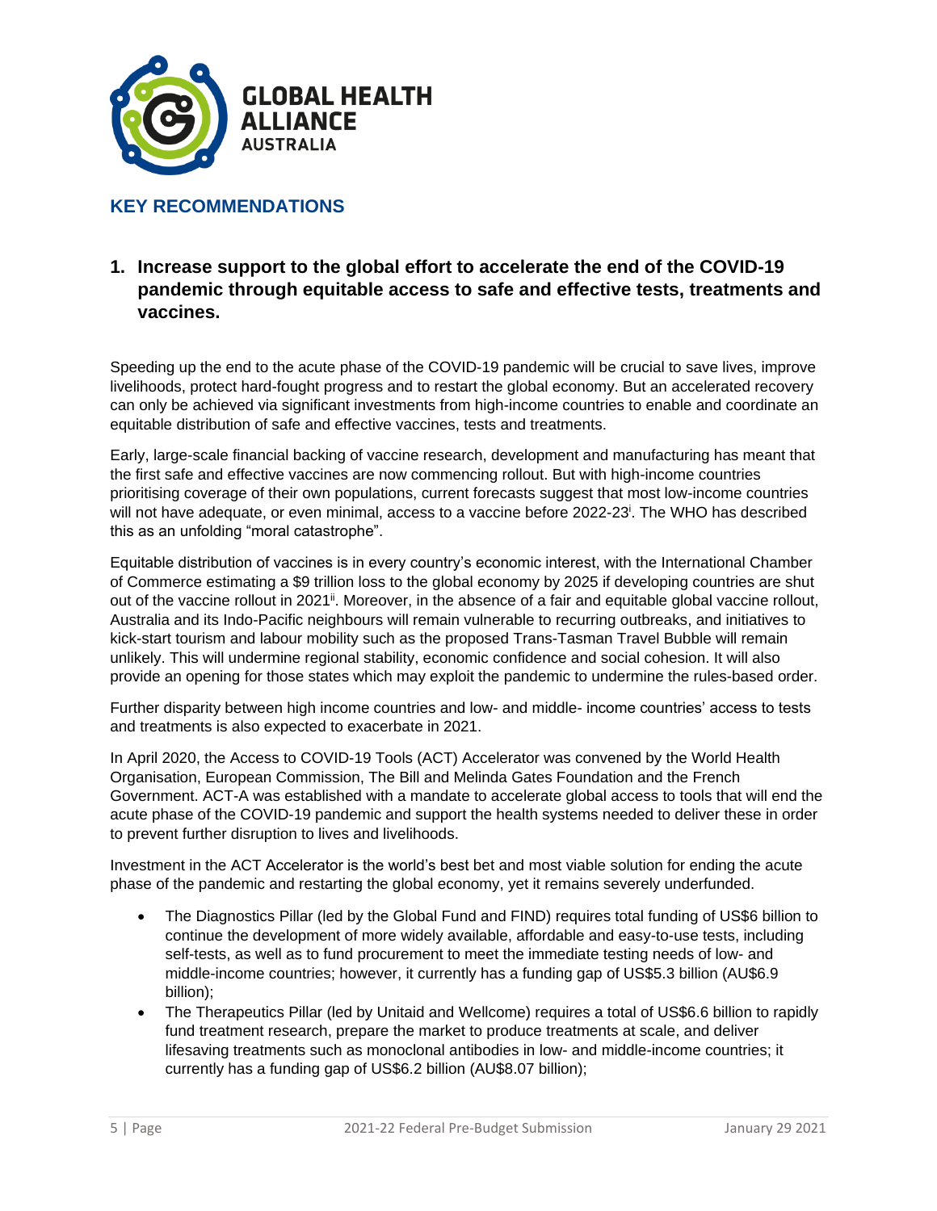## KEY RECOMMENDATIONS

### 1. Increase support to the global effort to accelerate the end of the COVID-19 pandemic through equitable access to safe and effective tests, treatments and vaccines.

Speeding up the end to the acute phase of the COVID-19 pandemic will be crucial to save lives, improve livelihoods, protect hard-fought progress and to restart the global economy. But an accelerated recovery can only be achieved via significant investments from high-income countries to enable and coordinate an equitable distribution of safe and effective vaccines, tests and treatments.

Early, large-scale financial backing of vaccine research, development and manufacturing has meant that the first safe and effective vaccines are now commencing rollout. But with high-income countries prioritising coverage of their own populations, current forecasts suggest that most low-income countries will not have adequate, or even minimal, access to a vaccine before 2022-23[i]. The WHO has described this as an unfolding "moral catastrophe".

Equitable distribution of vaccines is in every country's economic interest, with the International Chamber of Commerce estimating a $9 trillion loss to the global economy by 2025 if developing countries are shut out of the vaccine rollout in 2021[ii]. Moreover, in the absence of a fair and equitable global vaccine rollout, Australia and its Indo-Pacific neighbours will remain vulnerable to recurring outbreaks, and initiatives to kick-start tourism and labour mobility such as the proposed Trans-Tasman Travel Bubble will remain unlikely. This will undermine regional stability, economic confidence and social cohesion. It will also provide an opening for those states which may exploit the pandemic to undermine the rules-based order.

Further disparity between high income countries and low- and middle- income countries' access to tests and treatments is also expected to exacerbate in 2021.

In April 2020, the Access to COVID-19 Tools (ACT) Accelerator was convened by the World Health Organisation, European Commission, The Bill and Melinda Gates Foundation and the French Government. ACT-A was established with a mandate to accelerate global access to tools that will end the acute phase of the COVID-19 pandemic and support the health systems needed to deliver these in order to prevent further disruption to lives and livelihoods.

Investment in the ACT Accelerator is the world's best bet and most viable solution for ending the acute phase of the pandemic and restarting the global economy, yet it remains severely underfunded.

- The Diagnostics Pillar (led by the Global Fund and FIND) requires total funding of US$6 billion to continue the development of more widely available, affordable and easy-to-use tests, including self-tests, as well as to fund procurement to meet the immediate testing needs of low- and middle-income countries; however, it currently has a funding gap of US$5.3 billion (AU$6.9 billion);
- The Therapeutics Pillar (led by Unitaid and Wellcome) requires a total of US$6.6 billion to rapidly fund treatment research, prepare the market to produce treatments at scale, and deliver lifesaving treatments such as monoclonal antibodies in low- and middle-income countries; it currently has a funding gap of US$6.2 billion (AU$8.07 billion);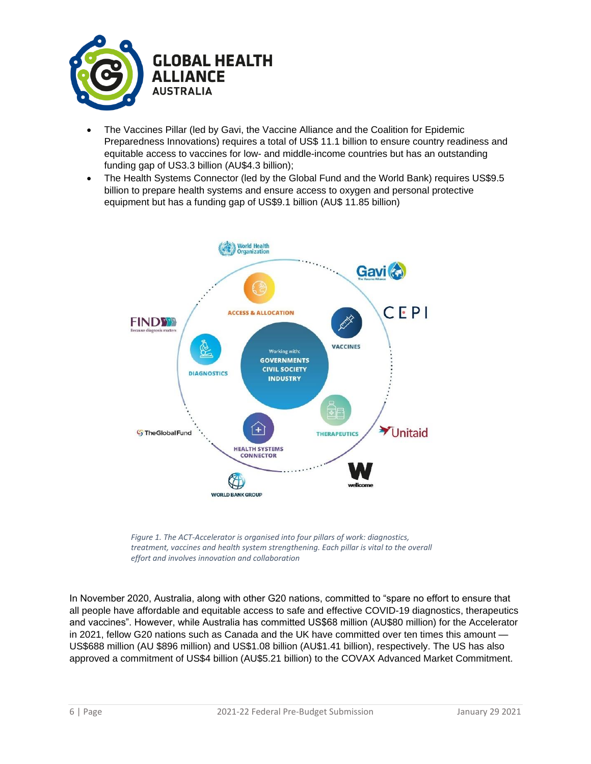- The Vaccines Pillar (led by Gavi, the Vaccine Alliance and the Coalition for Epidemic Preparedness Innovations) requires a total of US$ 11.1 billion to ensure country readiness and equitable access to vaccines for low- and middle-income countries but has an outstanding funding gap of US3.3 billion (AU$4.3 billion);
- The Health Systems Connector (led by the Global Fund and the World Bank) requires US$9.5 billion to prepare health systems and ensure access to oxygen and personal protective equipment but has a funding gap of US$9.1 billion (AU$ 11.85 billion)

*Figure 1. The ACT-Accelerator is organised into four pillars of work: diagnostics, treatment, vaccines and health system strengthening. Each pillar is vital to the overall effort and involves innovation and collaboration*

In November 2020, Australia, along with other G20 nations, committed to "spare no effort to ensure that all people have affordable and equitable access to safe and effective COVID-19 diagnostics, therapeutics and vaccines". However, while Australia has committed US$68 million (AU$80 million) for the Accelerator in 2021, fellow G20 nations such as Canada and the UK have committed over ten times this amount — US$688 million (AU $896 million) and US$1.08 billion (AU$1.41 billion), respectively. The US has also approved a commitment of US$4 billion (AU$5.21 billion) to the COVAX Advanced Market Commitment.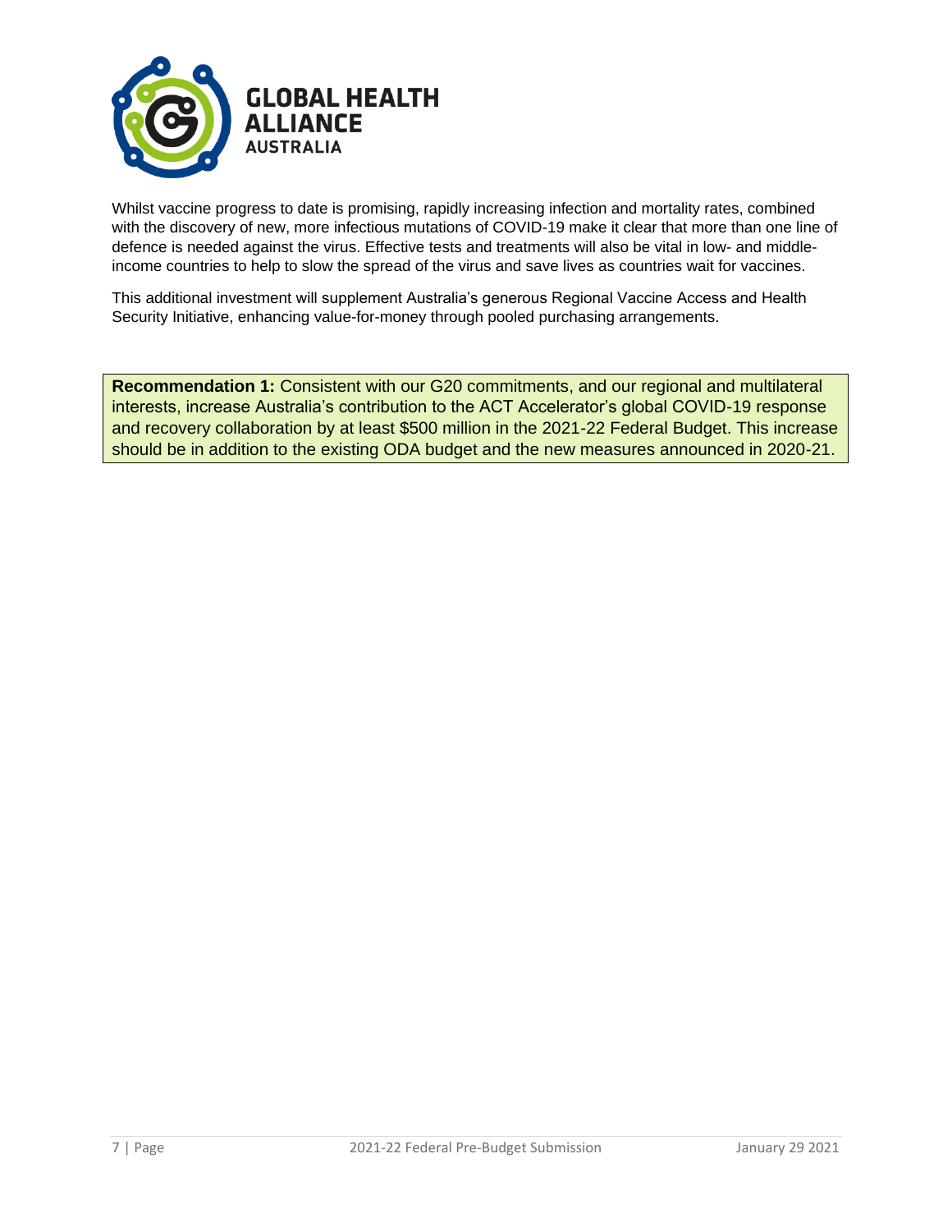Whilst vaccine progress to date is promising, rapidly increasing infection and mortality rates, combined with the discovery of new, more infectious mutations of COVID-19 make it clear that more than one line of defence is needed against the virus. Effective tests and treatments will also be vital in low- and middle-income countries to help to slow the spread of the virus and save lives as countries wait for vaccines.

This additional investment will supplement Australia's generous Regional Vaccine Access and Health Security Initiative, enhancing value-for-money through pooled purchasing arrangements.

**Recommendation 1:** Consistent with our G20 commitments, and our regional and multilateral interests, increase Australia's contribution to the ACT Accelerator's global COVID-19 response and recovery collaboration by at least $500 million in the 2021-22 Federal Budget. This increase should be in addition to the existing ODA budget and the new measures announced in 2020-21.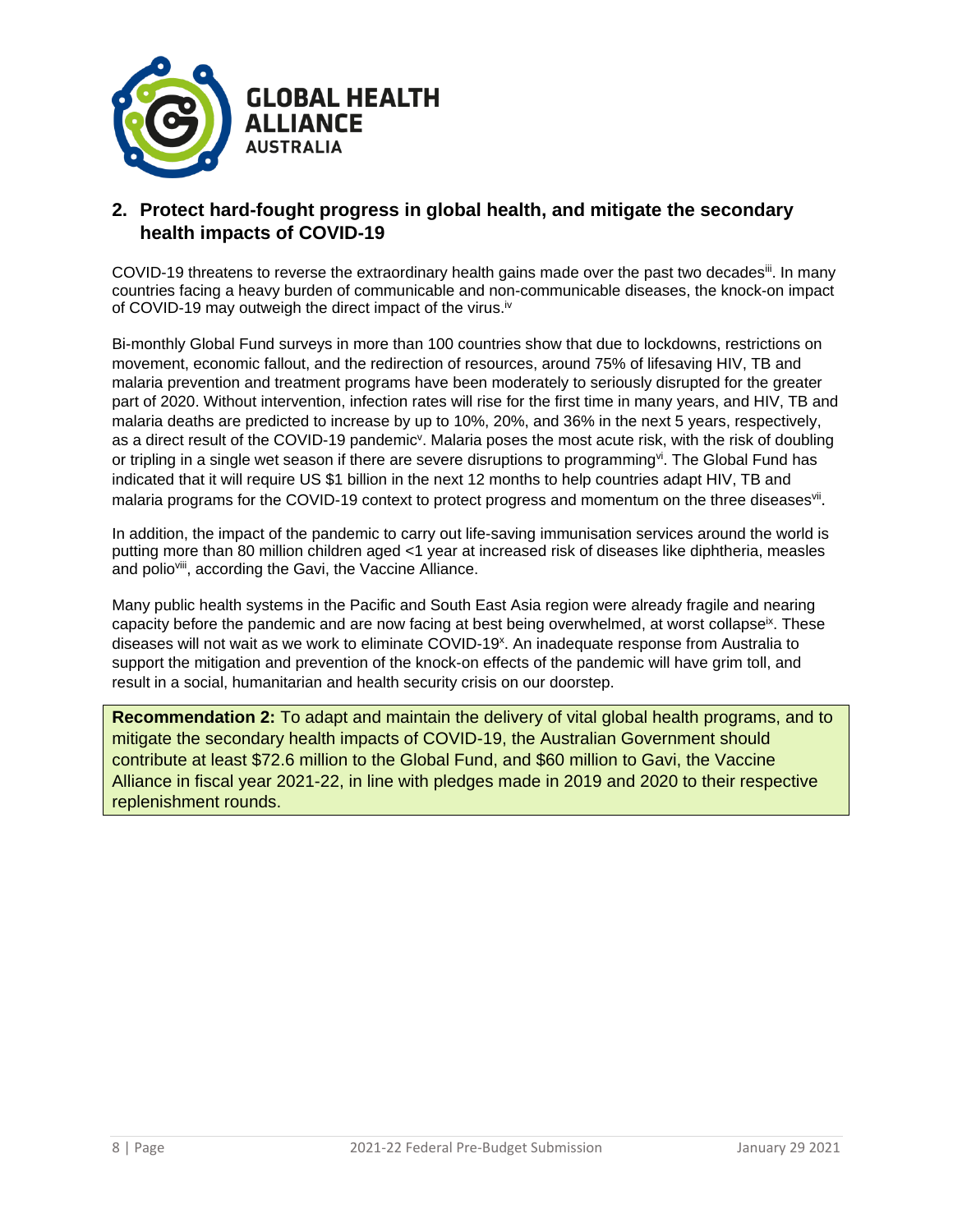## 2. Protect hard-fought progress in global health, and mitigate the secondary health impacts of COVID-19

COVID-19 threatens to reverse the extraordinary health gains made over the past two decades[iii]. In many countries facing a heavy burden of communicable and non-communicable diseases, the knock-on impact of COVID-19 may outweigh the direct impact of the virus.[iv]

Bi-monthly Global Fund surveys in more than 100 countries show that due to lockdowns, restrictions on movement, economic fallout, and the redirection of resources, around 75% of lifesaving HIV, TB and malaria prevention and treatment programs have been moderately to seriously disrupted for the greater part of 2020. Without intervention, infection rates will rise for the first time in many years, and HIV, TB and malaria deaths are predicted to increase by up to 10%, 20%, and 36% in the next 5 years, respectively, as a direct result of the COVID-19 pandemic[v]. Malaria poses the most acute risk, with the risk of doubling or tripling in a single wet season if there are severe disruptions to programming[vi]. The Global Fund has indicated that it will require US $1 billion in the next 12 months to help countries adapt HIV, TB and malaria programs for the COVID-19 context to protect progress and momentum on the three diseases[vii].

In addition, the impact of the pandemic to carry out life-saving immunisation services around the world is putting more than 80 million children aged <1 year at increased risk of diseases like diphtheria, measles and polio[viii], according the Gavi, the Vaccine Alliance.

Many public health systems in the Pacific and South East Asia region were already fragile and nearing capacity before the pandemic and are now facing at best being overwhelmed, at worst collapse[ix]. These diseases will not wait as we work to eliminate COVID-19[x]. An inadequate response from Australia to support the mitigation and prevention of the knock-on effects of the pandemic will have grim toll, and result in a social, humanitarian and health security crisis on our doorstep.

**Recommendation 2:** To adapt and maintain the delivery of vital global health programs, and to mitigate the secondary health impacts of COVID-19, the Australian Government should contribute at least $72.6 million to the Global Fund, and $60 million to Gavi, the Vaccine Alliance in fiscal year 2021-22, in line with pledges made in 2019 and 2020 to their respective replenishment rounds.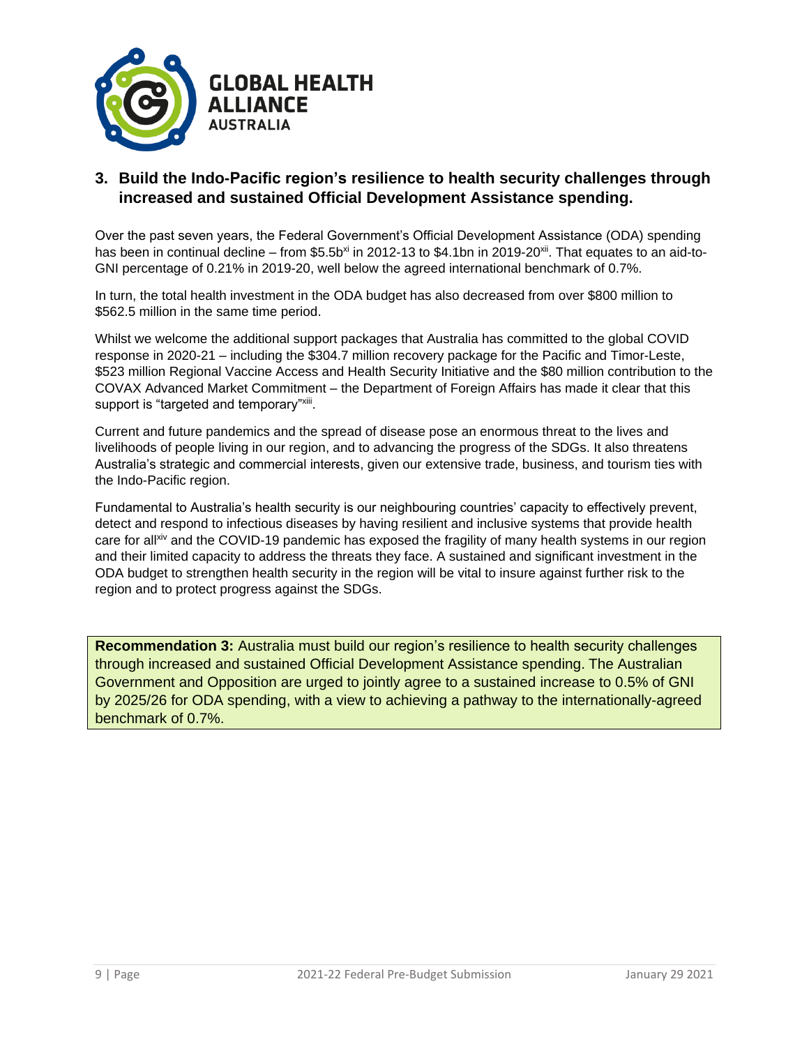## 3. Build the Indo-Pacific region's resilience to health security challenges through increased and sustained Official Development Assistance spending.

Over the past seven years, the Federal Government's Official Development Assistance (ODA) spending has been in continual decline – from $5.5b[xi] in 2012-13 to $4.1bn in 2019-20[xii]. That equates to an aid-to-GNI percentage of 0.21% in 2019-20, well below the agreed international benchmark of 0.7%.

In turn, the total health investment in the ODA budget has also decreased from over $800 million to $562.5 million in the same time period.

Whilst we welcome the additional support packages that Australia has committed to the global COVID response in 2020-21 – including the $304.7 million recovery package for the Pacific and Timor-Leste, $523 million Regional Vaccine Access and Health Security Initiative and the $80 million contribution to the COVAX Advanced Market Commitment – the Department of Foreign Affairs has made it clear that this support is "targeted and temporary"[xiii].

Current and future pandemics and the spread of disease pose an enormous threat to the lives and livelihoods of people living in our region, and to advancing the progress of the SDGs. It also threatens Australia's strategic and commercial interests, given our extensive trade, business, and tourism ties with the Indo-Pacific region.

Fundamental to Australia's health security is our neighbouring countries' capacity to effectively prevent, detect and respond to infectious diseases by having resilient and inclusive systems that provide health care for all[xiv] and the COVID-19 pandemic has exposed the fragility of many health systems in our region and their limited capacity to address the threats they face. A sustained and significant investment in the ODA budget to strengthen health security in the region will be vital to insure against further risk to the region and to protect progress against the SDGs.

**Recommendation 3:** Australia must build our region's resilience to health security challenges through increased and sustained Official Development Assistance spending. The Australian Government and Opposition are urged to jointly agree to a sustained increase to 0.5% of GNI by 2025/26 for ODA spending, with a view to achieving a pathway to the internationally-agreed benchmark of 0.7%.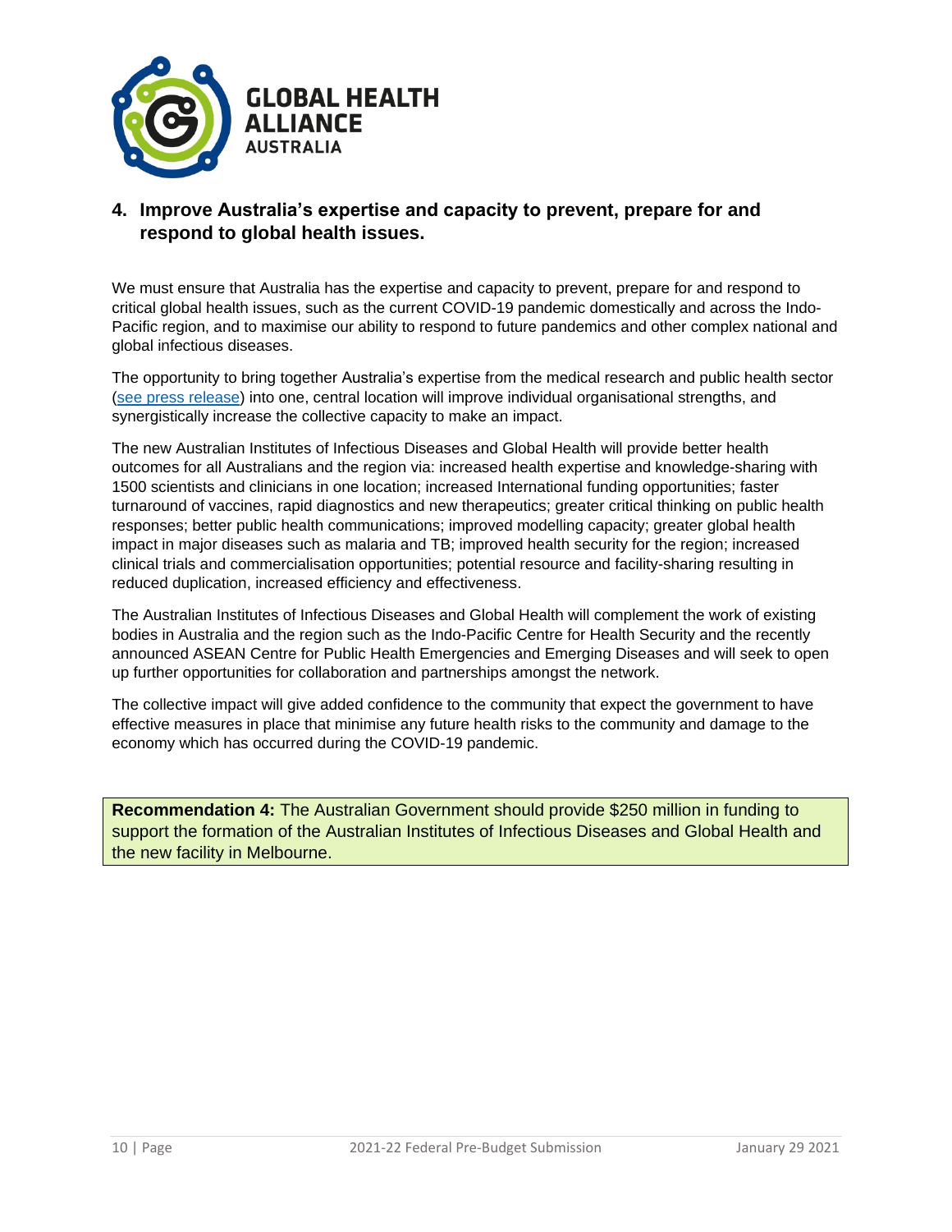## 4. Improve Australia's expertise and capacity to prevent, prepare for and respond to global health issues.

We must ensure that Australia has the expertise and capacity to prevent, prepare for and respond to critical global health issues, such as the current COVID-19 pandemic domestically and across the Indo-Pacific region, and to maximise our ability to respond to future pandemics and other complex national and global infectious diseases.

The opportunity to bring together Australia's expertise from the medical research and public health sector (see press release) into one, central location will improve individual organisational strengths, and synergistically increase the collective capacity to make an impact.

The new Australian Institutes of Infectious Diseases and Global Health will provide better health outcomes for all Australians and the region via: increased health expertise and knowledge-sharing with 1500 scientists and clinicians in one location; increased International funding opportunities; faster turnaround of vaccines, rapid diagnostics and new therapeutics; greater critical thinking on public health responses; better public health communications; improved modelling capacity; greater global health impact in major diseases such as malaria and TB; improved health security for the region; increased clinical trials and commercialisation opportunities; potential resource and facility-sharing resulting in reduced duplication, increased efficiency and effectiveness.

The Australian Institutes of Infectious Diseases and Global Health will complement the work of existing bodies in Australia and the region such as the Indo-Pacific Centre for Health Security and the recently announced ASEAN Centre for Public Health Emergencies and Emerging Diseases and will seek to open up further opportunities for collaboration and partnerships amongst the network.

The collective impact will give added confidence to the community that expect the government to have effective measures in place that minimise any future health risks to the community and damage to the economy which has occurred during the COVID-19 pandemic.

**Recommendation 4:** The Australian Government should provide $250 million in funding to support the formation of the Australian Institutes of Infectious Diseases and Global Health and the new facility in Melbourne.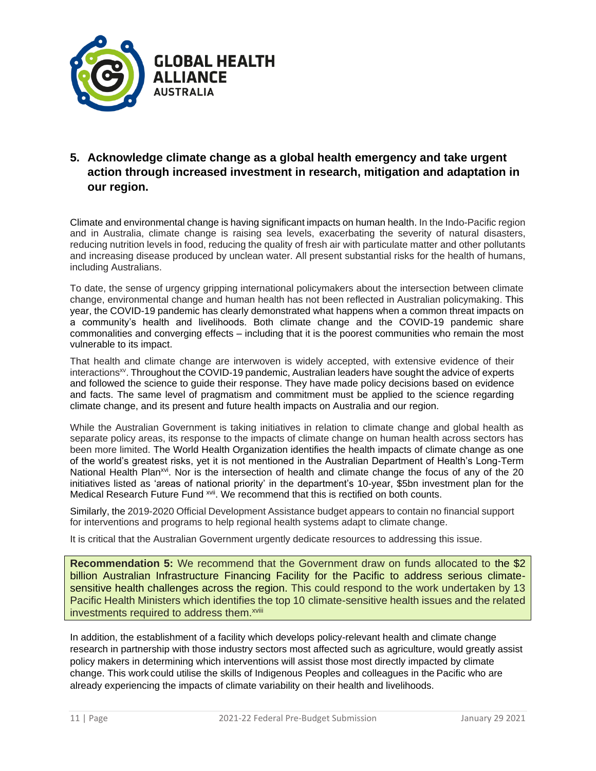## 5. Acknowledge climate change as a global health emergency and take urgent action through increased investment in research, mitigation and adaptation in our region.

Climate and environmental change is having significant impacts on human health. In the Indo-Pacific region and in Australia, climate change is raising sea levels, exacerbating the severity of natural disasters, reducing nutrition levels in food, reducing the quality of fresh air with particulate matter and other pollutants and increasing disease produced by unclean water. All present substantial risks for the health of humans, including Australians.

To date, the sense of urgency gripping international policymakers about the intersection between climate change, environmental change and human health has not been reflected in Australian policymaking. This year, the COVID-19 pandemic has clearly demonstrated what happens when a common threat impacts on a community's health and livelihoods. Both climate change and the COVID-19 pandemic share commonalities and converging effects – including that it is the poorest communities who remain the most vulnerable to its impact.

That health and climate change are interwoven is widely accepted, with extensive evidence of their interactions[xv]. Throughout the COVID-19 pandemic, Australian leaders have sought the advice of experts and followed the science to guide their response. They have made policy decisions based on evidence and facts. The same level of pragmatism and commitment must be applied to the science regarding climate change, and its present and future health impacts on Australia and our region.

While the Australian Government is taking initiatives in relation to climate change and global health as separate policy areas, its response to the impacts of climate change on human health across sectors has been more limited. The World Health Organization identifies the health impacts of climate change as one of the world's greatest risks, yet it is not mentioned in the Australian Department of Health's Long-Term National Health Plan[xvi]. Nor is the intersection of health and climate change the focus of any of the 20 initiatives listed as 'areas of national priority' in the department's 10-year, $5bn investment plan for the Medical Research Future Fund [xvii]. We recommend that this is rectified on both counts.

Similarly, the 2019-2020 Official Development Assistance budget appears to contain no financial support for interventions and programs to help regional health systems adapt to climate change.

It is critical that the Australian Government urgently dedicate resources to addressing this issue.

> **Recommendation 5:** We recommend that the Government draw on funds allocated to the $2 billion Australian Infrastructure Financing Facility for the Pacific to address serious climate-sensitive health challenges across the region. This could respond to the work undertaken by 13 Pacific Health Ministers which identifies the top 10 climate-sensitive health issues and the related investments required to address them.[xviii]

In addition, the establishment of a facility which develops policy-relevant health and climate change research in partnership with those industry sectors most affected such as agriculture, would greatly assist policy makers in determining which interventions will assist those most directly impacted by climate change. This work could utilise the skills of Indigenous Peoples and colleagues in the Pacific who are already experiencing the impacts of climate variability on their health and livelihoods.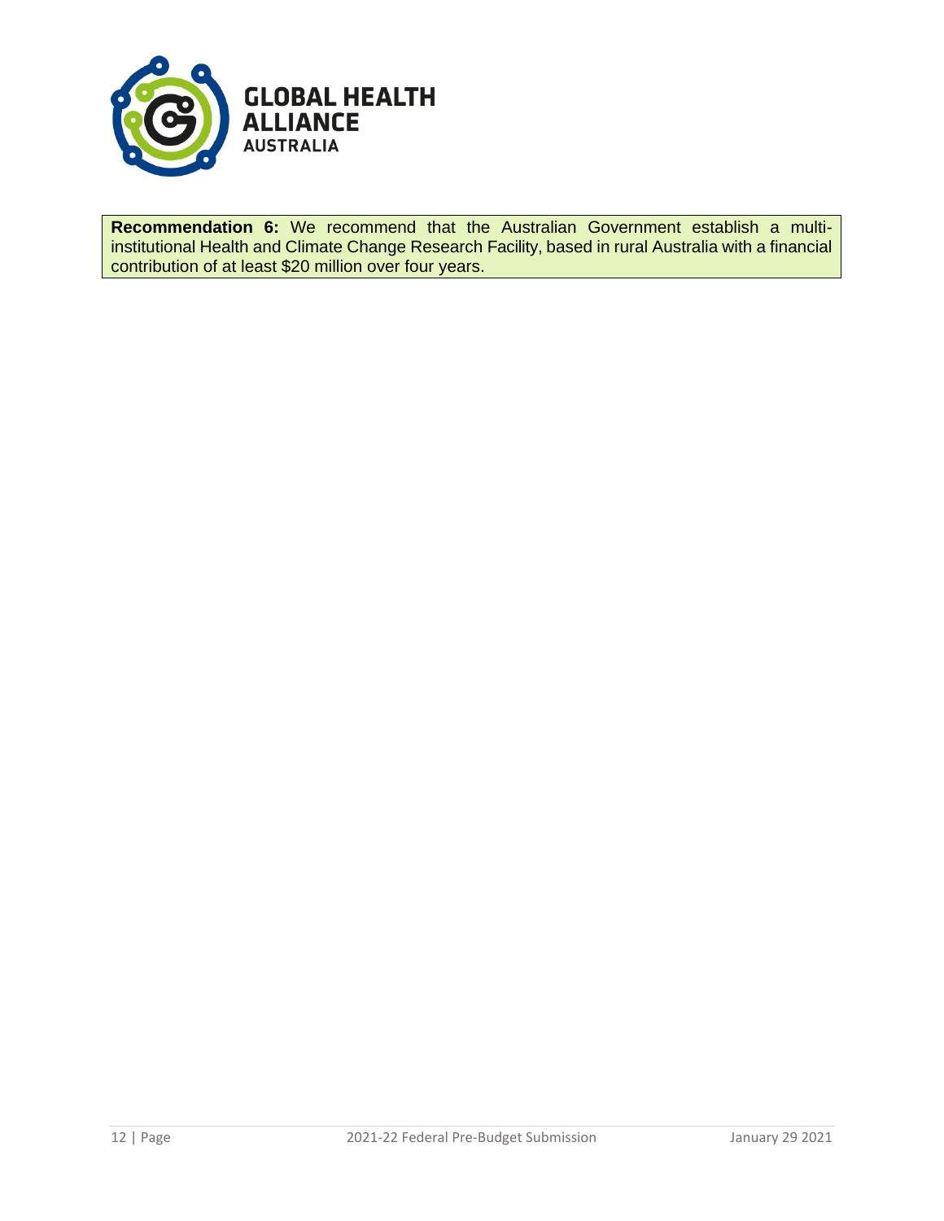**Recommendation 6:** We recommend that the Australian Government establish a multi-institutional Health and Climate Change Research Facility, based in rural Australia with a financial contribution of at least $20 million over four years.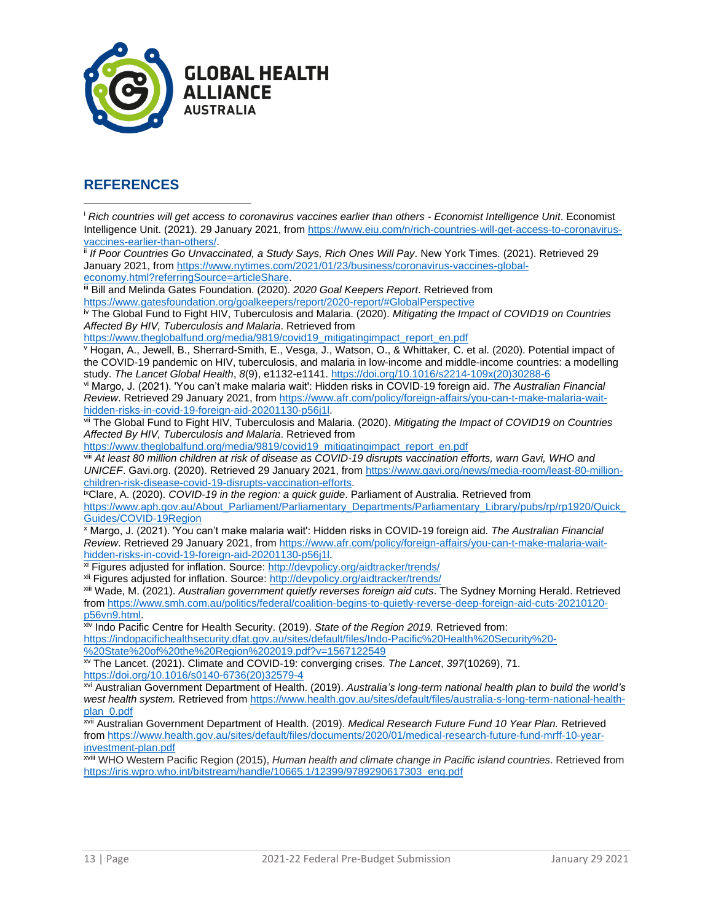GLOBAL HEALTH ALLIANCE AUSTRALIA

## REFERENCES

[i] *Rich countries will get access to coronavirus vaccines earlier than others - Economist Intelligence Unit*. Economist Intelligence Unit. (2021). 29 January 2021, from https://www.eiu.com/n/rich-countries-will-get-access-to-coronavirus-vaccines-earlier-than-others/.

[ii] *If Poor Countries Go Unvaccinated, a Study Says, Rich Ones Will Pay*. New York Times. (2021). Retrieved 29 January 2021, from https://www.nytimes.com/2021/01/23/business/coronavirus-vaccines-global-economy.html?referringSource=articleShare.

[iii] Bill and Melinda Gates Foundation. (2020). *2020 Goal Keepers Report*. Retrieved from https://www.gatesfoundation.org/goalkeepers/report/2020-report/#GlobalPerspective

[iv] The Global Fund to Fight HIV, Tuberculosis and Malaria. (2020). *Mitigating the Impact of COVID19 on Countries Affected By HIV, Tuberculosis and Malaria*. Retrieved from https://www.theglobalfund.org/media/9819/covid19_mitigatingimpact_report_en.pdf

[v] Hogan, A., Jewell, B., Sherrard-Smith, E., Vesga, J., Watson, O., & Whittaker, C. et al. (2020). Potential impact of the COVID-19 pandemic on HIV, tuberculosis, and malaria in low-income and middle-income countries: a modelling study. *The Lancet Global Health*, *8*(9), e1132-e1141. https://doi.org/10.1016/s2214-109x(20)30288-6

[vi] Margo, J. (2021). 'You can't make malaria wait': Hidden risks in COVID-19 foreign aid. *The Australian Financial Review*. Retrieved 29 January 2021, from https://www.afr.com/policy/foreign-affairs/you-can-t-make-malaria-wait-hidden-risks-in-covid-19-foreign-aid-20201130-p56j1l.

[vii] The Global Fund to Fight HIV, Tuberculosis and Malaria. (2020). *Mitigating the Impact of COVID19 on Countries Affected By HIV, Tuberculosis and Malaria*. Retrieved from https://www.theglobalfund.org/media/9819/covid19_mitigatingimpact_report_en.pdf

[viii] *At least 80 million children at risk of disease as COVID-19 disrupts vaccination efforts, warn Gavi, WHO and UNICEF*. Gavi.org. (2020). Retrieved 29 January 2021, from https://www.gavi.org/news/media-room/least-80-million-children-risk-disease-covid-19-disrupts-vaccination-efforts.

[ix] Clare, A. (2020). *COVID-19 in the region: a quick guide*. Parliament of Australia. Retrieved from https://www.aph.gov.au/About_Parliament/Parliamentary_Departments/Parliamentary_Library/pubs/rp/rp1920/Quick_Guides/COVID-19Region

[x] Margo, J. (2021). 'You can't make malaria wait': Hidden risks in COVID-19 foreign aid. *The Australian Financial Review*. Retrieved 29 January 2021, from https://www.afr.com/policy/foreign-affairs/you-can-t-make-malaria-wait-hidden-risks-in-covid-19-foreign-aid-20201130-p56j1l.

[xi] Figures adjusted for inflation. Source: http://devpolicy.org/aidtracker/trends/

[xii] Figures adjusted for inflation. Source: http://devpolicy.org/aidtracker/trends/

[xiii] Wade, M. (2021). *Australian government quietly reverses foreign aid cuts*. The Sydney Morning Herald. Retrieved from https://www.smh.com.au/politics/federal/coalition-begins-to-quietly-reverse-deep-foreign-aid-cuts-20210120-p56vn9.html.

[xiv] Indo Pacific Centre for Health Security. (2019). *State of the Region 2019.* Retrieved from: https://indopacifichealthsecurity.dfat.gov.au/sites/default/files/Indo-Pacific%20Health%20Security%20-%20State%20of%20the%20Region%202019.pdf?v=1567122549

[xv] The Lancet. (2021). Climate and COVID-19: converging crises. *The Lancet*, *397*(10269), 71. https://doi.org/10.1016/s0140-6736(20)32579-4

[xvi] Australian Government Department of Health. (2019). *Australia's long-term national health plan to build the world's west health system.* Retrieved from https://www.health.gov.au/sites/default/files/australia-s-long-term-national-health-plan_0.pdf

[xvii] Australian Government Department of Health. (2019). *Medical Research Future Fund 10 Year Plan.* Retrieved from https://www.health.gov.au/sites/default/files/documents/2020/01/medical-research-future-fund-mrff-10-year-investment-plan.pdf

[xviii] WHO Western Pacific Region (2015), *Human health and climate change in Pacific island countries*. Retrieved from https://iris.wpro.who.int/bitstream/handle/10665.1/12399/9789290617303_eng.pdf